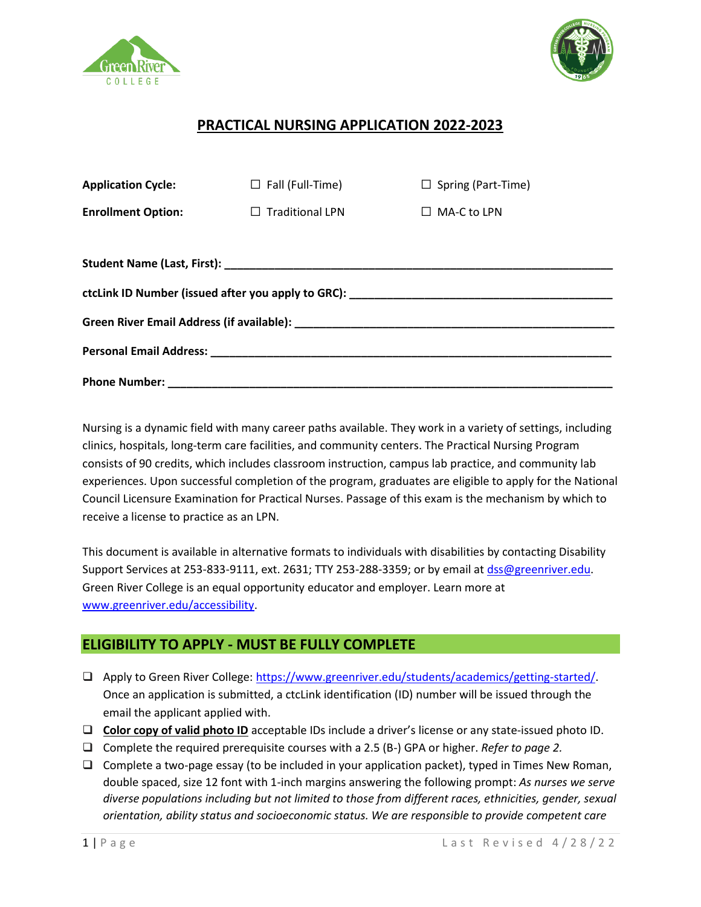# PRACTICAL NURSING APPLICATION 2022-2023

**Application Cycle:** ☐ Fall (Full-Time) ☐ Spring (Part-Time)

**Enrollment Option:** ☐ Traditional LPN ☐ MA-C to LPN

**Student Name (Last, First):** ______________________________

**ctcLink ID Number (issued after you apply to GRC):** ______________________________

**Green River Email Address (if available):** ______________________________

**Personal Email Address:** ______________________________

**Phone Number:** ______________________________

Nursing is a dynamic field with many career paths available. They work in a variety of settings, including clinics, hospitals, long-term care facilities, and community centers. The Practical Nursing Program consists of 90 credits, which includes classroom instruction, campus lab practice, and community lab experiences. Upon successful completion of the program, graduates are eligible to apply for the National Council Licensure Examination for Practical Nurses. Passage of this exam is the mechanism by which to receive a license to practice as an LPN.

This document is available in alternative formats to individuals with disabilities by contacting Disability Support Services at 253-833-9111, ext. 2631; TTY 253-288-3359; or by email at dss@greenriver.edu. Green River College is an equal opportunity educator and employer. Learn more at www.greenriver.edu/accessibility.

## ELIGIBILITY TO APPLY - MUST BE FULLY COMPLETE

- ☐ Apply to Green River College: https://www.greenriver.edu/students/academics/getting-started/. Once an application is submitted, a ctcLink identification (ID) number will be issued through the email the applicant applied with.
- ☐ **Color copy of valid photo ID** acceptable IDs include a driver's license or any state-issued photo ID.
- ☐ Complete the required prerequisite courses with a 2.5 (B-) GPA or higher. *Refer to page 2.*
- ☐ Complete a two-page essay (to be included in your application packet), typed in Times New Roman, double spaced, size 12 font with 1-inch margins answering the following prompt: *As nurses we serve diverse populations including but not limited to those from different races, ethnicities, gender, sexual orientation, ability status and socioeconomic status. We are responsible to provide competent care*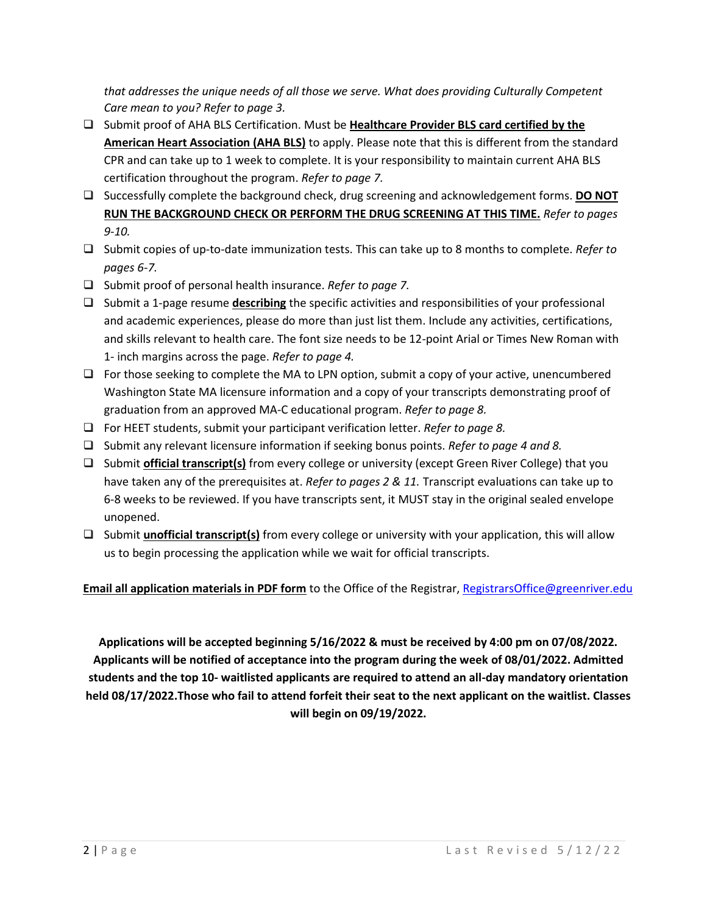*that addresses the unique needs of all those we serve. What does providing Culturally Competent Care mean to you? Refer to page 3.*

- ❑ Submit proof of AHA BLS Certification. Must be **<u>Healthcare Provider BLS card certified by the American Heart Association (AHA BLS)</u>** to apply. Please note that this is different from the standard CPR and can take up to 1 week to complete. It is your responsibility to maintain current AHA BLS certification throughout the program. *Refer to page 7.*
- ❑ Successfully complete the background check, drug screening and acknowledgement forms. **<u>DO NOT RUN THE BACKGROUND CHECK OR PERFORM THE DRUG SCREENING AT THIS TIME.</u>** *Refer to pages 9-10.*
- ❑ Submit copies of up-to-date immunization tests. This can take up to 8 months to complete. *Refer to pages 6-7.*
- ❑ Submit proof of personal health insurance. *Refer to page 7.*
- ❑ Submit a 1-page resume **<u>describing</u>** the specific activities and responsibilities of your professional and academic experiences, please do more than just list them. Include any activities, certifications, and skills relevant to health care. The font size needs to be 12-point Arial or Times New Roman with 1- inch margins across the page. *Refer to page 4.*
- ❑ For those seeking to complete the MA to LPN option, submit a copy of your active, unencumbered Washington State MA licensure information and a copy of your transcripts demonstrating proof of graduation from an approved MA-C educational program. *Refer to page 8.*
- ❑ For HEET students, submit your participant verification letter. *Refer to page 8.*
- ❑ Submit any relevant licensure information if seeking bonus points. *Refer to page 4 and 8.*
- ❑ Submit **<u>official transcript(s)</u>** from every college or university (except Green River College) that you have taken any of the prerequisites at. *Refer to pages 2 & 11.* Transcript evaluations can take up to 6-8 weeks to be reviewed. If you have transcripts sent, it MUST stay in the original sealed envelope unopened.
- ❑ Submit **<u>unofficial transcript(s)</u>** from every college or university with your application, this will allow us to begin processing the application while we wait for official transcripts.

**<u>Email all application materials in PDF form</u>** to the Office of the Registrar, RegistrarsOffice@greenriver.edu

**Applications will be accepted beginning 5/16/2022 & must be received by 4:00 pm on 07/08/2022. Applicants will be notified of acceptance into the program during the week of 08/01/2022. Admitted students and the top 10- waitlisted applicants are required to attend an all-day mandatory orientation held 08/17/2022.Those who fail to attend forfeit their seat to the next applicant on the waitlist. Classes will begin on 09/19/2022.**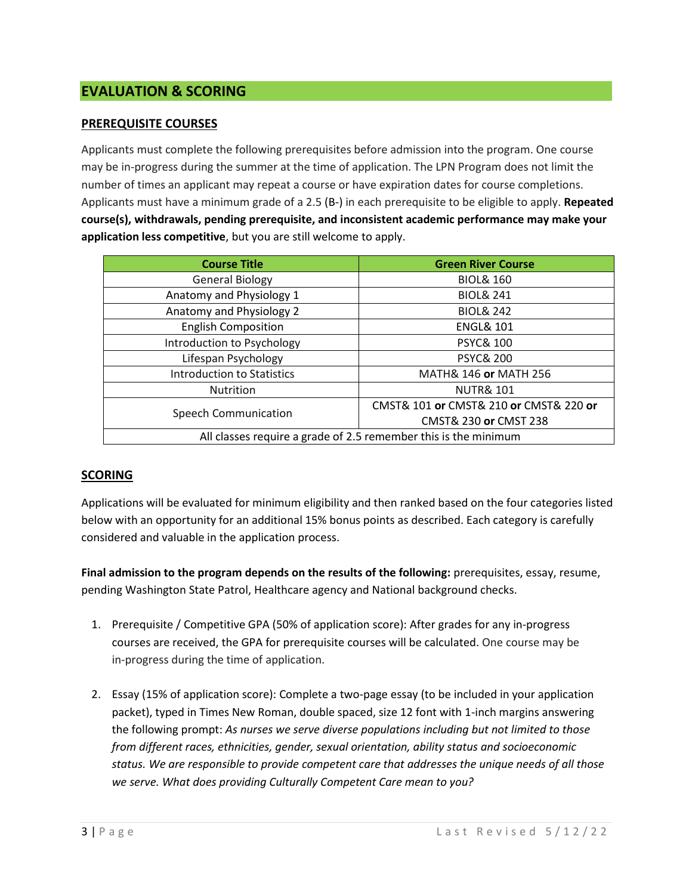## EVALUATION & SCORING

### PREREQUISITE COURSES

Applicants must complete the following prerequisites before admission into the program. One course may be in-progress during the summer at the time of application. The LPN Program does not limit the number of times an applicant may repeat a course or have expiration dates for course completions. Applicants must have a minimum grade of a 2.5 (B-) in each prerequisite to be eligible to apply. **Repeated course(s), withdrawals, pending prerequisite, and inconsistent academic performance may make your application less competitive**, but you are still welcome to apply.

| Course Title | Green River Course |
|---|---|
| General Biology | BIOL& 160 |
| Anatomy and Physiology 1 | BIOL& 241 |
| Anatomy and Physiology 2 | BIOL& 242 |
| English Composition | ENGL& 101 |
| Introduction to Psychology | PSYC& 100 |
| Lifespan Psychology | PSYC& 200 |
| Introduction to Statistics | MATH& 146 **or** MATH 256 |
| Nutrition | NUTR& 101 |
| Speech Communication | CMST& 101 **or** CMST& 210 **or** CMST& 220 **or** CMST& 230 **or** CMST 238 |
| All classes require a grade of 2.5 remember this is the minimum | |

### SCORING

Applications will be evaluated for minimum eligibility and then ranked based on the four categories listed below with an opportunity for an additional 15% bonus points as described. Each category is carefully considered and valuable in the application process.

**Final admission to the program depends on the results of the following:** prerequisites, essay, resume, pending Washington State Patrol, Healthcare agency and National background checks.

1. Prerequisite / Competitive GPA (50% of application score): After grades for any in-progress courses are received, the GPA for prerequisite courses will be calculated. One course may be in-progress during the time of application.

2. Essay (15% of application score): Complete a two-page essay (to be included in your application packet), typed in Times New Roman, double spaced, size 12 font with 1-inch margins answering the following prompt: *As nurses we serve diverse populations including but not limited to those from different races, ethnicities, gender, sexual orientation, ability status and socioeconomic status. We are responsible to provide competent care that addresses the unique needs of all those we serve. What does providing Culturally Competent Care mean to you?*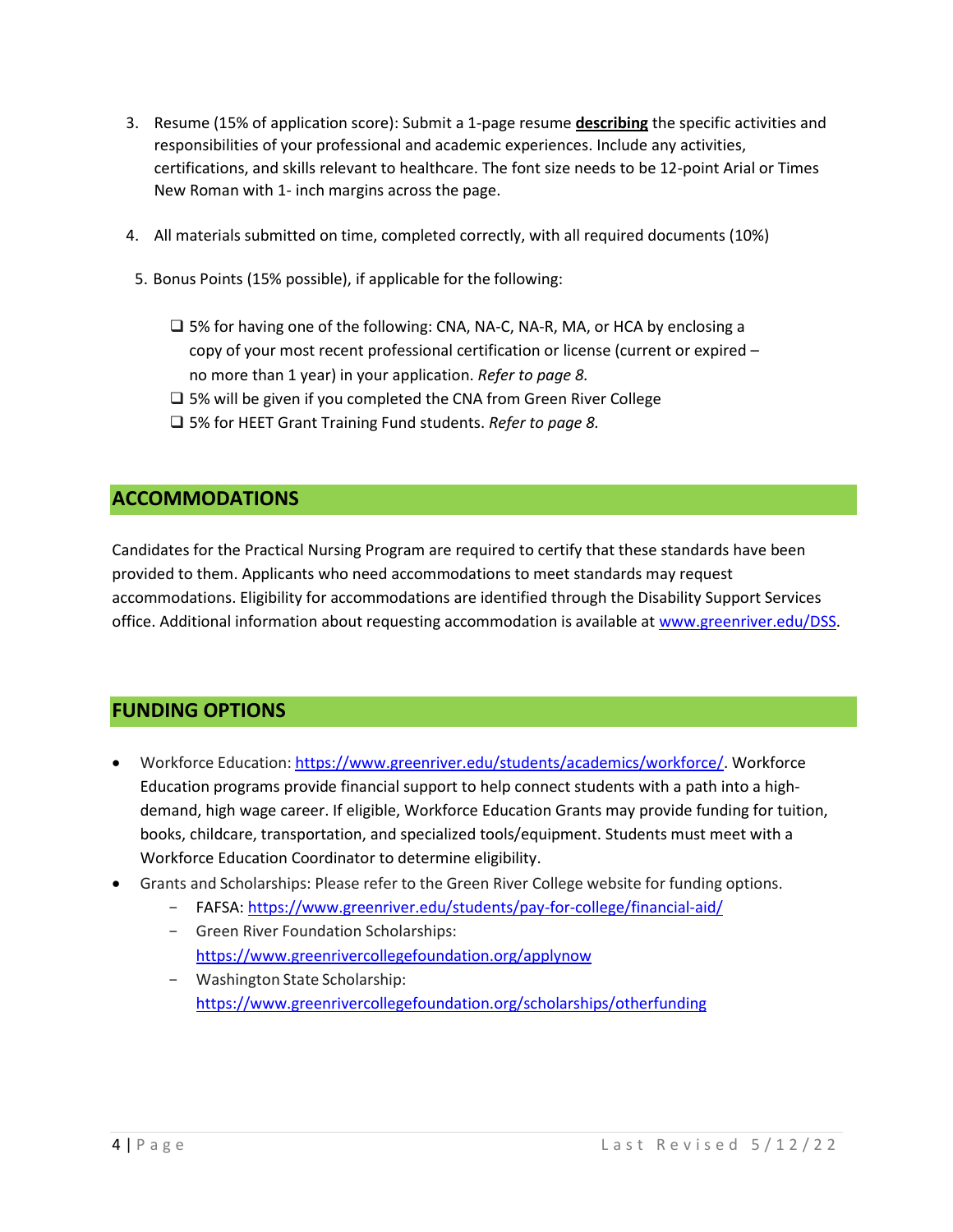3. Resume (15% of application score): Submit a 1-page resume **describing** the specific activities and responsibilities of your professional and academic experiences. Include any activities, certifications, and skills relevant to healthcare. The font size needs to be 12-point Arial or Times New Roman with 1- inch margins across the page.

4. All materials submitted on time, completed correctly, with all required documents (10%)

5. Bonus Points (15% possible), if applicable for the following:

   - ❑ 5% for having one of the following: CNA, NA-C, NA-R, MA, or HCA by enclosing a copy of your most recent professional certification or license (current or expired – no more than 1 year) in your application. *Refer to page 8.*
   - ❑ 5% will be given if you completed the CNA from Green River College
   - ❑ 5% for HEET Grant Training Fund students. *Refer to page 8.*

## ACCOMMODATIONS

Candidates for the Practical Nursing Program are required to certify that these standards have been provided to them. Applicants who need accommodations to meet standards may request accommodations. Eligibility for accommodations are identified through the Disability Support Services office. Additional information about requesting accommodation is available at www.greenriver.edu/DSS.

## FUNDING OPTIONS

- Workforce Education: https://www.greenriver.edu/students/academics/workforce/. Workforce Education programs provide financial support to help connect students with a path into a high-demand, high wage career. If eligible, Workforce Education Grants may provide funding for tuition, books, childcare, transportation, and specialized tools/equipment. Students must meet with a Workforce Education Coordinator to determine eligibility.
- Grants and Scholarships: Please refer to the Green River College website for funding options.
  - FAFSA: https://www.greenriver.edu/students/pay-for-college/financial-aid/
  - Green River Foundation Scholarships: https://www.greenrivercollegefoundation.org/applynow
  - Washington State Scholarship: https://www.greenrivercollegefoundation.org/scholarships/otherfunding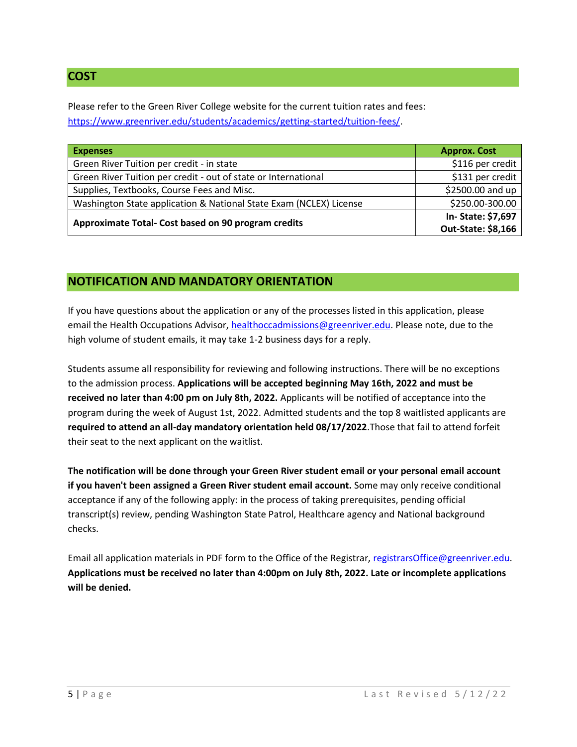## COST

Please refer to the Green River College website for the current tuition rates and fees: https://www.greenriver.edu/students/academics/getting-started/tuition-fees/.

| **Expenses** | **Approx. Cost** |
|---|---|
| Green River Tuition per credit - in state | $116 per credit |
| Green River Tuition per credit - out of state or International | $131 per credit |
| Supplies, Textbooks, Course Fees and Misc. | $2500.00 and up |
| Washington State application & National State Exam (NCLEX) License | $250.00-300.00 |
| **Approximate Total- Cost based on 90 program credits** | **In- State: $7,697**<br>**Out-State: $8,166** |

## NOTIFICATION AND MANDATORY ORIENTATION

If you have questions about the application or any of the processes listed in this application, please email the Health Occupations Advisor, healthoccadmissions@greenriver.edu. Please note, due to the high volume of student emails, it may take 1-2 business days for a reply.

Students assume all responsibility for reviewing and following instructions. There will be no exceptions to the admission process. **Applications will be accepted beginning May 16th, 2022 and must be received no later than 4:00 pm on July 8th, 2022.** Applicants will be notified of acceptance into the program during the week of August 1st, 2022. Admitted students and the top 8 waitlisted applicants are **required to attend an all-day mandatory orientation held 08/17/2022**.Those that fail to attend forfeit their seat to the next applicant on the waitlist.

**The notification will be done through your Green River student email or your personal email account if you haven't been assigned a Green River student email account.** Some may only receive conditional acceptance if any of the following apply: in the process of taking prerequisites, pending official transcript(s) review, pending Washington State Patrol, Healthcare agency and National background checks.

Email all application materials in PDF form to the Office of the Registrar, registrarsOffice@greenriver.edu. **Applications must be received no later than 4:00pm on July 8th, 2022. Late or incomplete applications will be denied.**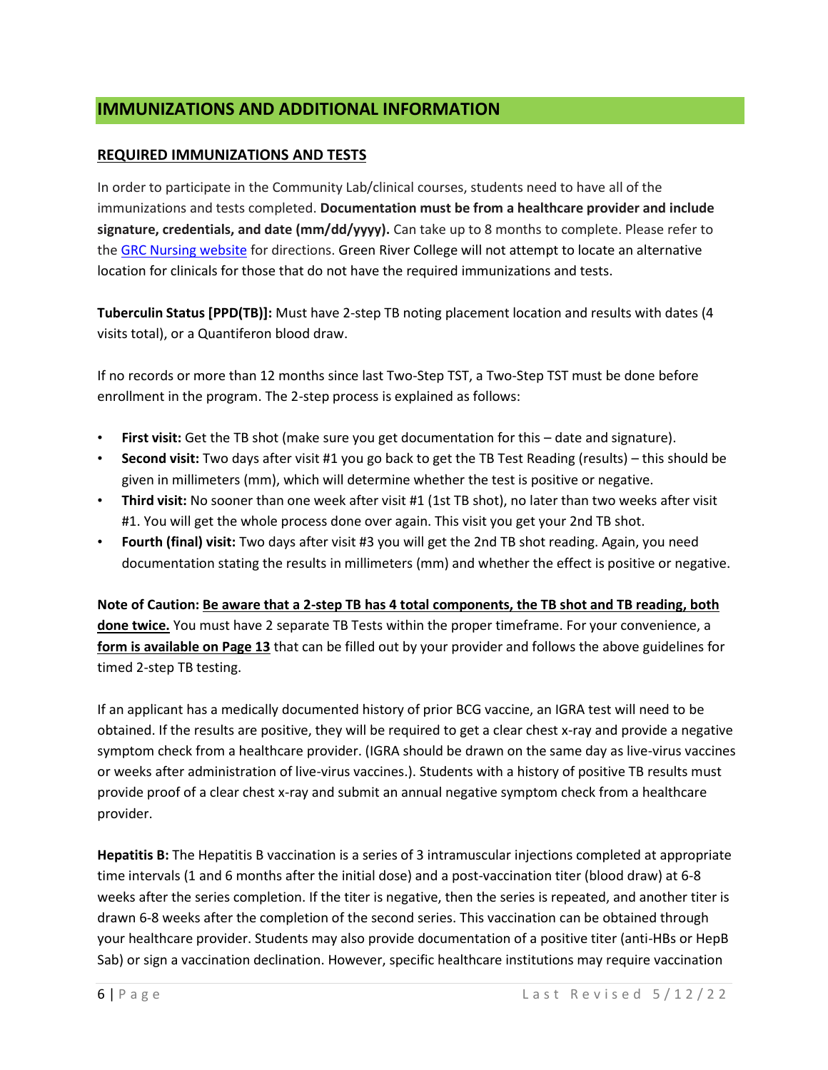## IMMUNIZATIONS AND ADDITIONAL INFORMATION

### REQUIRED IMMUNIZATIONS AND TESTS

In order to participate in the Community Lab/clinical courses, students need to have all of the immunizations and tests completed. **Documentation must be from a healthcare provider and include signature, credentials, and date (mm/dd/yyyy).** Can take up to 8 months to complete. Please refer to the GRC Nursing website for directions. Green River College will not attempt to locate an alternative location for clinicals for those that do not have the required immunizations and tests.

**Tuberculin Status [PPD(TB)]:** Must have 2-step TB noting placement location and results with dates (4 visits total), or a Quantiferon blood draw.

If no records or more than 12 months since last Two-Step TST, a Two-Step TST must be done before enrollment in the program. The 2-step process is explained as follows:

- **First visit:** Get the TB shot (make sure you get documentation for this – date and signature).
- **Second visit:** Two days after visit #1 you go back to get the TB Test Reading (results) – this should be given in millimeters (mm), which will determine whether the test is positive or negative.
- **Third visit:** No sooner than one week after visit #1 (1st TB shot), no later than two weeks after visit #1. You will get the whole process done over again. This visit you get your 2nd TB shot.
- **Fourth (final) visit:** Two days after visit #3 you will get the 2nd TB shot reading. Again, you need documentation stating the results in millimeters (mm) and whether the effect is positive or negative.

**Note of Caution: Be aware that a 2-step TB has 4 total components, the TB shot and TB reading, both done twice.** You must have 2 separate TB Tests within the proper timeframe. For your convenience, a **form is available on Page 13** that can be filled out by your provider and follows the above guidelines for timed 2-step TB testing.

If an applicant has a medically documented history of prior BCG vaccine, an IGRA test will need to be obtained. If the results are positive, they will be required to get a clear chest x-ray and provide a negative symptom check from a healthcare provider. (IGRA should be drawn on the same day as live-virus vaccines or weeks after administration of live-virus vaccines.). Students with a history of positive TB results must provide proof of a clear chest x-ray and submit an annual negative symptom check from a healthcare provider.

**Hepatitis B:** The Hepatitis B vaccination is a series of 3 intramuscular injections completed at appropriate time intervals (1 and 6 months after the initial dose) and a post-vaccination titer (blood draw) at 6-8 weeks after the series completion. If the titer is negative, then the series is repeated, and another titer is drawn 6-8 weeks after the completion of the second series. This vaccination can be obtained through your healthcare provider. Students may also provide documentation of a positive titer (anti-HBs or HepB Sab) or sign a vaccination declination. However, specific healthcare institutions may require vaccination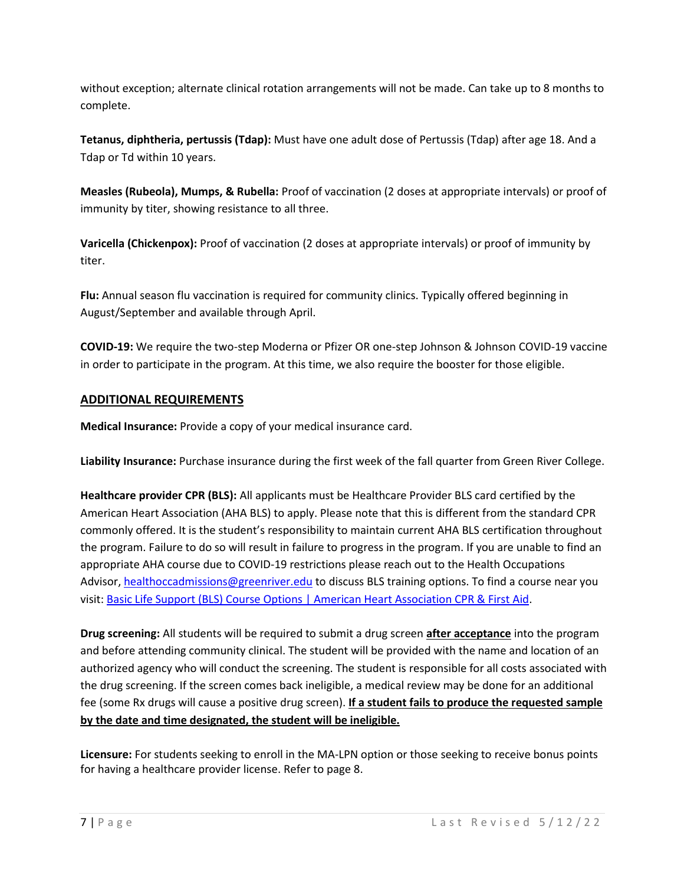without exception; alternate clinical rotation arrangements will not be made. Can take up to 8 months to complete.

**Tetanus, diphtheria, pertussis (Tdap):** Must have one adult dose of Pertussis (Tdap) after age 18. And a Tdap or Td within 10 years.

**Measles (Rubeola), Mumps, & Rubella:** Proof of vaccination (2 doses at appropriate intervals) or proof of immunity by titer, showing resistance to all three.

**Varicella (Chickenpox):** Proof of vaccination (2 doses at appropriate intervals) or proof of immunity by titer.

**Flu:** Annual season flu vaccination is required for community clinics. Typically offered beginning in August/September and available through April.

**COVID-19:** We require the two-step Moderna or Pfizer OR one-step Johnson & Johnson COVID-19 vaccine in order to participate in the program. At this time, we also require the booster for those eligible.

## ADDITIONAL REQUIREMENTS

**Medical Insurance:** Provide a copy of your medical insurance card.

**Liability Insurance:** Purchase insurance during the first week of the fall quarter from Green River College.

**Healthcare provider CPR (BLS):** All applicants must be Healthcare Provider BLS card certified by the American Heart Association (AHA BLS) to apply. Please note that this is different from the standard CPR commonly offered. It is the student's responsibility to maintain current AHA BLS certification throughout the program. Failure to do so will result in failure to progress in the program. If you are unable to find an appropriate AHA course due to COVID-19 restrictions please reach out to the Health Occupations Advisor, [healthoccadmissions@greenriver.edu](mailto:healthoccadmissions@greenriver.edu) to discuss BLS training options. To find a course near you visit: [Basic Life Support (BLS) Course Options | American Heart Association CPR & First Aid](#).

**Drug screening:** All students will be required to submit a drug screen **after acceptance** into the program and before attending community clinical. The student will be provided with the name and location of an authorized agency who will conduct the screening. The student is responsible for all costs associated with the drug screening. If the screen comes back ineligible, a medical review may be done for an additional fee (some Rx drugs will cause a positive drug screen). **If a student fails to produce the requested sample by the date and time designated, the student will be ineligible.**

**Licensure:** For students seeking to enroll in the MA-LPN option or those seeking to receive bonus points for having a healthcare provider license. Refer to page 8.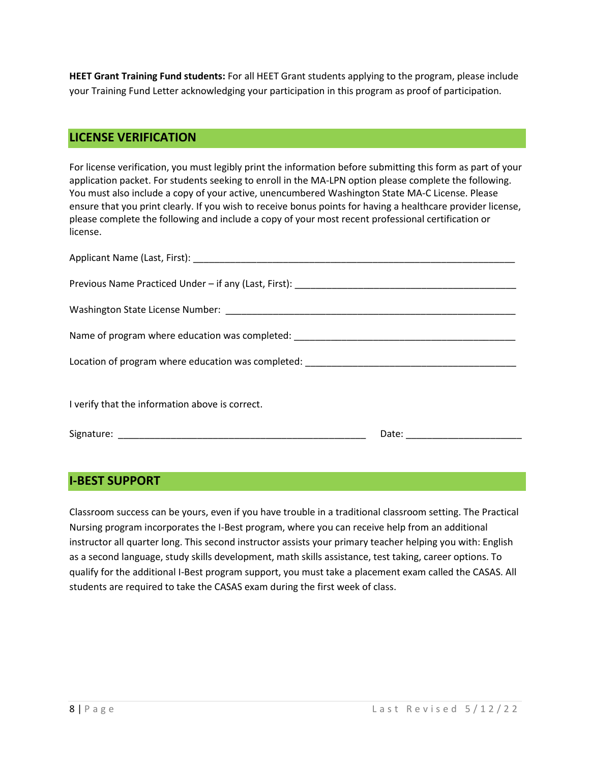**HEET Grant Training Fund students:** For all HEET Grant students applying to the program, please include your Training Fund Letter acknowledging your participation in this program as proof of participation.

## LICENSE VERIFICATION

For license verification, you must legibly print the information before submitting this form as part of your application packet. For students seeking to enroll in the MA-LPN option please complete the following. You must also include a copy of your active, unencumbered Washington State MA-C License. Please ensure that you print clearly. If you wish to receive bonus points for having a healthcare provider license, please complete the following and include a copy of your most recent professional certification or license.

Applicant Name (Last, First): ____________________________________________________________

Previous Name Practiced Under – if any (Last, First): __________________________________________

Washington State License Number: ______________________________________________________

Name of program where education was completed: __________________________________________

Location of program where education was completed: ________________________________________

I verify that the information above is correct.

Signature: _______________________________________________ Date: _____________________

## I-BEST SUPPORT

Classroom success can be yours, even if you have trouble in a traditional classroom setting. The Practical Nursing program incorporates the I-Best program, where you can receive help from an additional instructor all quarter long. This second instructor assists your primary teacher helping you with: English as a second language, study skills development, math skills assistance, test taking, career options. To qualify for the additional I-Best program support, you must take a placement exam called the CASAS. All students are required to take the CASAS exam during the first week of class.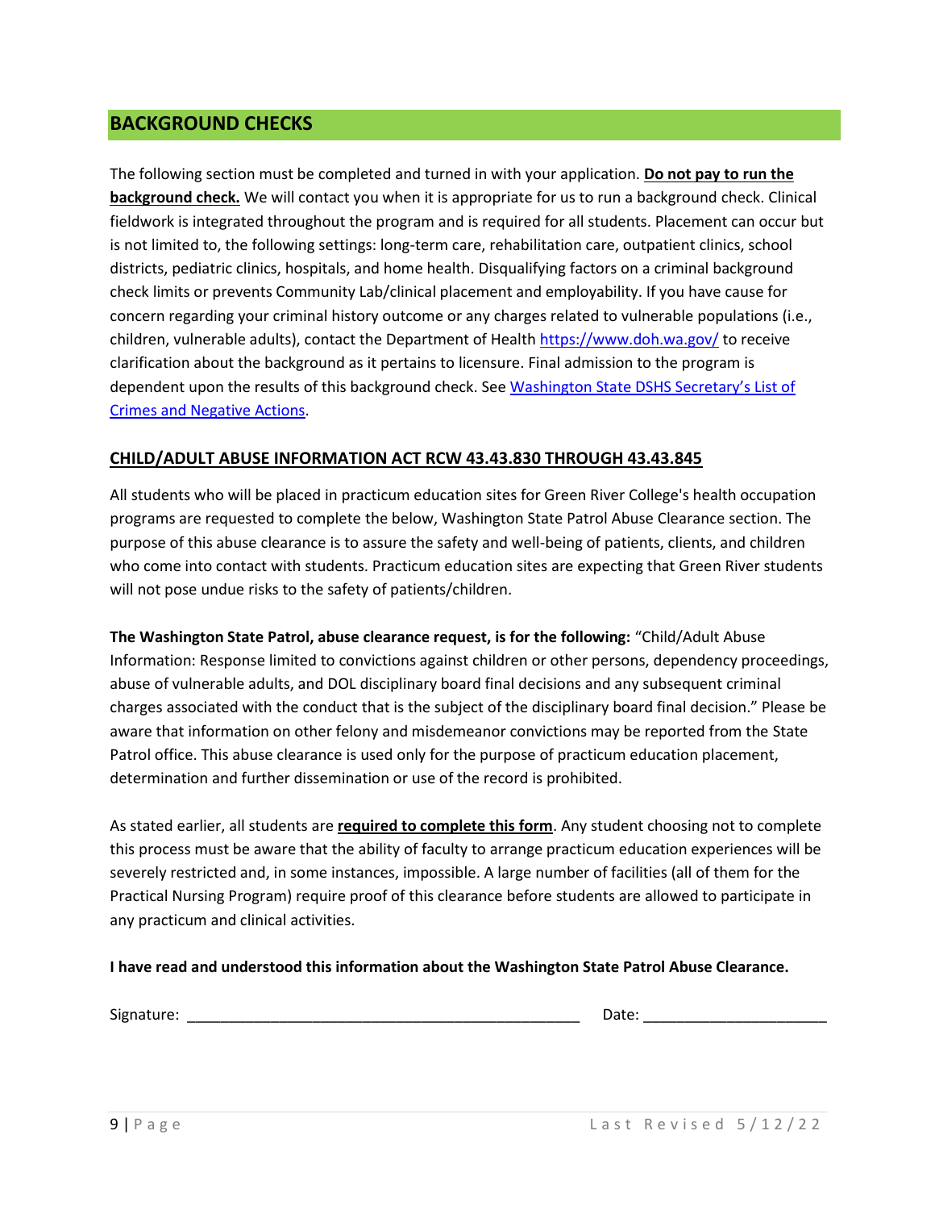## BACKGROUND CHECKS

The following section must be completed and turned in with your application. **Do not pay to run the background check.** We will contact you when it is appropriate for us to run a background check. Clinical fieldwork is integrated throughout the program and is required for all students. Placement can occur but is not limited to, the following settings: long-term care, rehabilitation care, outpatient clinics, school districts, pediatric clinics, hospitals, and home health. Disqualifying factors on a criminal background check limits or prevents Community Lab/clinical placement and employability. If you have cause for concern regarding your criminal history outcome or any charges related to vulnerable populations (i.e., children, vulnerable adults), contact the Department of Health [https://www.doh.wa.gov/](https://www.doh.wa.gov/) to receive clarification about the background as it pertains to licensure. Final admission to the program is dependent upon the results of this background check. See Washington State DSHS Secretary's List of Crimes and Negative Actions.

### CHILD/ADULT ABUSE INFORMATION ACT RCW 43.43.830 THROUGH 43.43.845

All students who will be placed in practicum education sites for Green River College's health occupation programs are requested to complete the below, Washington State Patrol Abuse Clearance section. The purpose of this abuse clearance is to assure the safety and well-being of patients, clients, and children who come into contact with students. Practicum education sites are expecting that Green River students will not pose undue risks to the safety of patients/children.

**The Washington State Patrol, abuse clearance request, is for the following:** "Child/Adult Abuse Information: Response limited to convictions against children or other persons, dependency proceedings, abuse of vulnerable adults, and DOL disciplinary board final decisions and any subsequent criminal charges associated with the conduct that is the subject of the disciplinary board final decision." Please be aware that information on other felony and misdemeanor convictions may be reported from the State Patrol office. This abuse clearance is used only for the purpose of practicum education placement, determination and further dissemination or use of the record is prohibited.

As stated earlier, all students are **required to complete this form**. Any student choosing not to complete this process must be aware that the ability of faculty to arrange practicum education experiences will be severely restricted and, in some instances, impossible. A large number of facilities (all of them for the Practical Nursing Program) require proof of this clearance before students are allowed to participate in any practicum and clinical activities.

**I have read and understood this information about the Washington State Patrol Abuse Clearance.**

Signature: ________________________________________________ Date: ______________________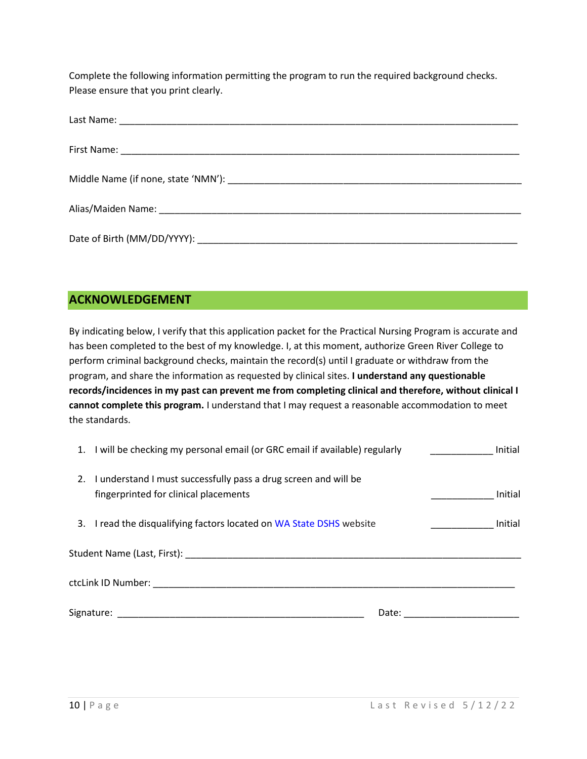Complete the following information permitting the program to run the required background checks. Please ensure that you print clearly.

Last Name: ______________________________________________________________________________

First Name: ______________________________________________________________________________

Middle Name (if none, state 'NMN'): _______________________________________________________

Alias/Maiden Name: _______________________________________________________________________

Date of Birth (MM/DD/YYYY): ______________________________________________________________

## ACKNOWLEDGEMENT

By indicating below, I verify that this application packet for the Practical Nursing Program is accurate and has been completed to the best of my knowledge. I, at this moment, authorize Green River College to perform criminal background checks, maintain the record(s) until I graduate or withdraw from the program, and share the information as requested by clinical sites. **I understand any questionable records/incidences in my past can prevent me from completing clinical and therefore, without clinical I cannot complete this program.** I understand that I may request a reasonable accommodation to meet the standards.

1. I will be checking my personal email (or GRC email if available) regularly ____________ Initial
2. I understand I must successfully pass a drug screen and will be fingerprinted for clinical placements ____________ Initial
3. I read the disqualifying factors located on WA State DSHS website ____________ Initial

Student Name (Last, First): _________________________________________________________________

ctcLink ID Number: _______________________________________________________________________

Signature: ___________________________________________ Date: _____________________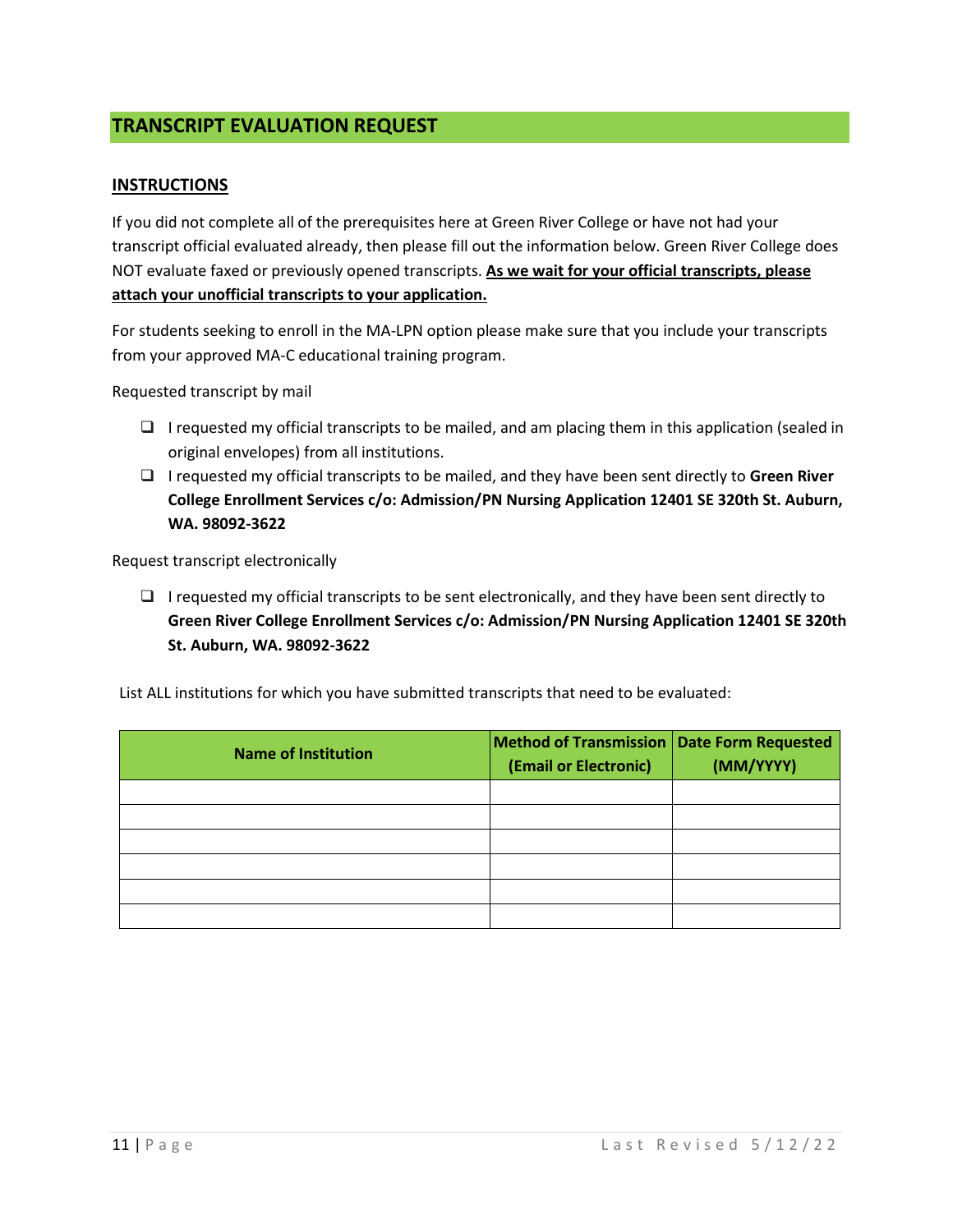## TRANSCRIPT EVALUATION REQUEST

**INSTRUCTIONS**

If you did not complete all of the prerequisites here at Green River College or have not had your transcript official evaluated already, then please fill out the information below. Green River College does NOT evaluate faxed or previously opened transcripts. **As we wait for your official transcripts, please attach your unofficial transcripts to your application.**

For students seeking to enroll in the MA-LPN option please make sure that you include your transcripts from your approved MA-C educational training program.

Requested transcript by mail

- ☐ I requested my official transcripts to be mailed, and am placing them in this application (sealed in original envelopes) from all institutions.
- ☐ I requested my official transcripts to be mailed, and they have been sent directly to **Green River College Enrollment Services c/o: Admission/PN Nursing Application 12401 SE 320th St. Auburn, WA. 98092-3622**

Request transcript electronically

- ☐ I requested my official transcripts to be sent electronically, and they have been sent directly to **Green River College Enrollment Services c/o: Admission/PN Nursing Application 12401 SE 320th St. Auburn, WA. 98092-3622**

List ALL institutions for which you have submitted transcripts that need to be evaluated:

| Name of Institution | Method of Transmission (Email or Electronic) | Date Form Requested (MM/YYYY) |
|---|---|---|
| | | |
| | | |
| | | |
| | | |
| | | |
| | | |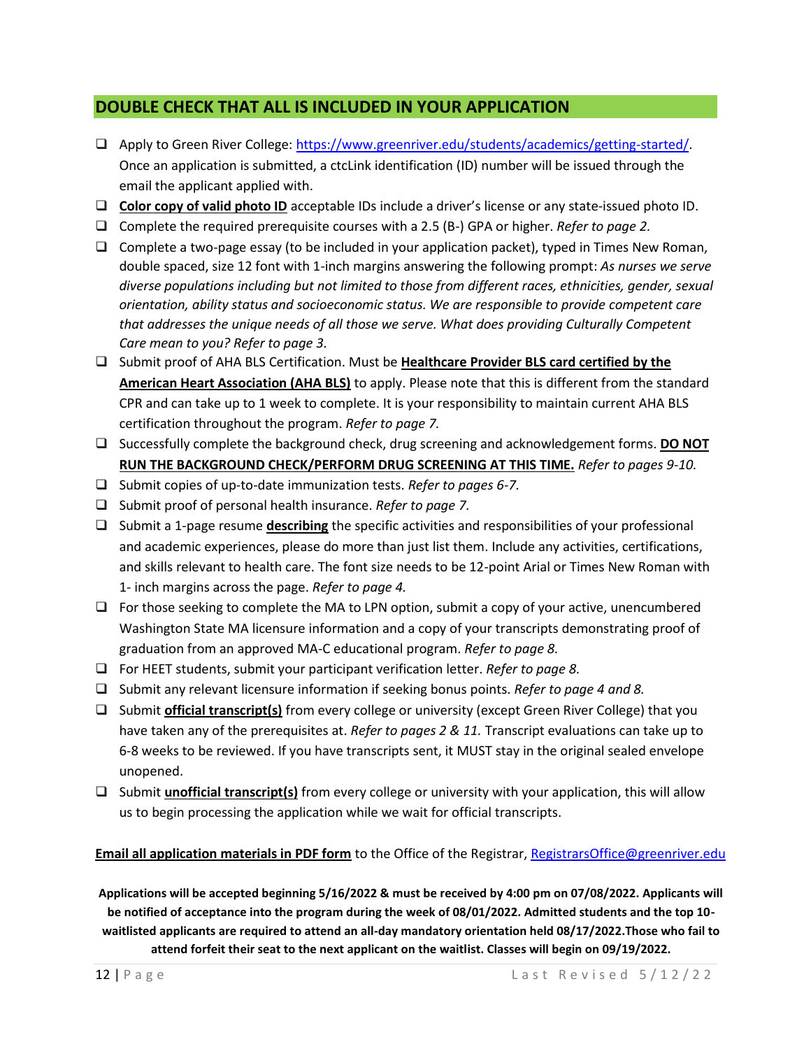## DOUBLE CHECK THAT ALL IS INCLUDED IN YOUR APPLICATION

- ☐ Apply to Green River College: https://www.greenriver.edu/students/academics/getting-started/. Once an application is submitted, a ctcLink identification (ID) number will be issued through the email the applicant applied with.
- ☐ **Color copy of valid photo ID** acceptable IDs include a driver's license or any state-issued photo ID.
- ☐ Complete the required prerequisite courses with a 2.5 (B-) GPA or higher. *Refer to page 2.*
- ☐ Complete a two-page essay (to be included in your application packet), typed in Times New Roman, double spaced, size 12 font with 1-inch margins answering the following prompt: *As nurses we serve diverse populations including but not limited to those from different races, ethnicities, gender, sexual orientation, ability status and socioeconomic status. We are responsible to provide competent care that addresses the unique needs of all those we serve. What does providing Culturally Competent Care mean to you? Refer to page 3.*
- ☐ Submit proof of AHA BLS Certification. Must be **Healthcare Provider BLS card certified by the American Heart Association (AHA BLS)** to apply. Please note that this is different from the standard CPR and can take up to 1 week to complete. It is your responsibility to maintain current AHA BLS certification throughout the program. *Refer to page 7.*
- ☐ Successfully complete the background check, drug screening and acknowledgement forms. **DO NOT RUN THE BACKGROUND CHECK/PERFORM DRUG SCREENING AT THIS TIME.** *Refer to pages 9-10.*
- ☐ Submit copies of up-to-date immunization tests. *Refer to pages 6-7.*
- ☐ Submit proof of personal health insurance. *Refer to page 7.*
- ☐ Submit a 1-page resume **describing** the specific activities and responsibilities of your professional and academic experiences, please do more than just list them. Include any activities, certifications, and skills relevant to health care. The font size needs to be 12-point Arial or Times New Roman with 1- inch margins across the page. *Refer to page 4.*
- ☐ For those seeking to complete the MA to LPN option, submit a copy of your active, unencumbered Washington State MA licensure information and a copy of your transcripts demonstrating proof of graduation from an approved MA-C educational program. *Refer to page 8.*
- ☐ For HEET students, submit your participant verification letter. *Refer to page 8.*
- ☐ Submit any relevant licensure information if seeking bonus points. *Refer to page 4 and 8.*
- ☐ Submit **official transcript(s)** from every college or university (except Green River College) that you have taken any of the prerequisites at. *Refer to pages 2 & 11.* Transcript evaluations can take up to 6-8 weeks to be reviewed. If you have transcripts sent, it MUST stay in the original sealed envelope unopened.
- ☐ Submit **unofficial transcript(s)** from every college or university with your application, this will allow us to begin processing the application while we wait for official transcripts.

**Email all application materials in PDF form** to the Office of the Registrar, RegistrarsOffice@greenriver.edu

**Applications will be accepted beginning 5/16/2022 & must be received by 4:00 pm on 07/08/2022. Applicants will be notified of acceptance into the program during the week of 08/01/2022. Admitted students and the top 10-waitlisted applicants are required to attend an all-day mandatory orientation held 08/17/2022.Those who fail to attend forfeit their seat to the next applicant on the waitlist. Classes will begin on 09/19/2022.**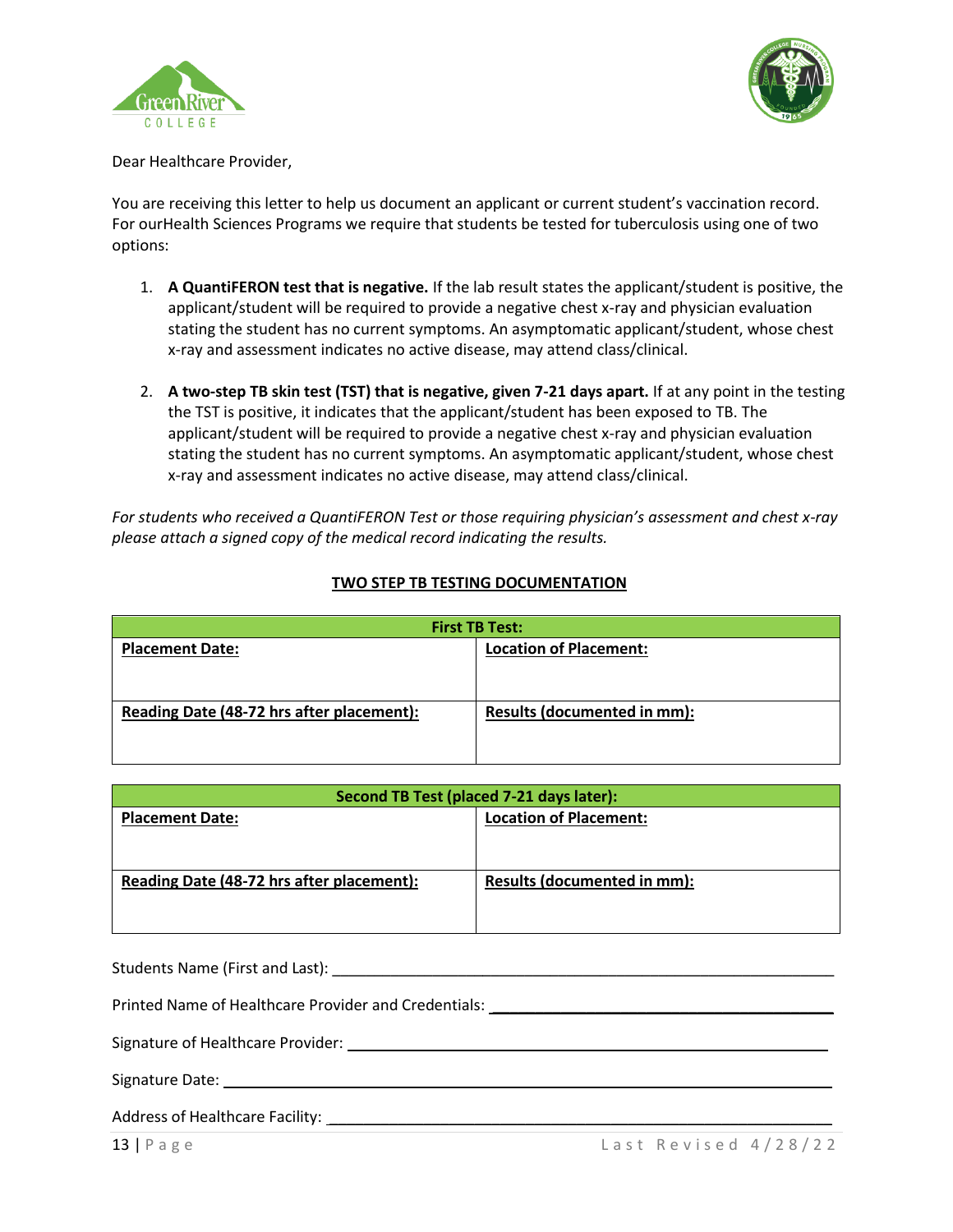Dear Healthcare Provider,

You are receiving this letter to help us document an applicant or current student's vaccination record. For ourHealth Sciences Programs we require that students be tested for tuberculosis using one of two options:

1. **A QuantiFERON test that is negative.** If the lab result states the applicant/student is positive, the applicant/student will be required to provide a negative chest x-ray and physician evaluation stating the student has no current symptoms. An asymptomatic applicant/student, whose chest x-ray and assessment indicates no active disease, may attend class/clinical.

2. **A two-step TB skin test (TST) that is negative, given 7-21 days apart.** If at any point in the testing the TST is positive, it indicates that the applicant/student has been exposed to TB. The applicant/student will be required to provide a negative chest x-ray and physician evaluation stating the student has no current symptoms. An asymptomatic applicant/student, whose chest x-ray and assessment indicates no active disease, may attend class/clinical.

*For students who received a QuantiFERON Test or those requiring physician's assessment and chest x-ray please attach a signed copy of the medical record indicating the results.*

## TWO STEP TB TESTING DOCUMENTATION

| First TB Test: | |
|---|---|
| **Placement Date:** | **Location of Placement:** |
| **Reading Date (48-72 hrs after placement):** | **Results (documented in mm):** |

| Second TB Test (placed 7-21 days later): | |
|---|---|
| **Placement Date:** | **Location of Placement:** |
| **Reading Date (48-72 hrs after placement):** | **Results (documented in mm):** |

Students Name (First and Last): ______________________________

Printed Name of Healthcare Provider and Credentials: ______________________________

Signature of Healthcare Provider: ______________________________

Signature Date: ______________________________

Address of Healthcare Facility: ______________________________